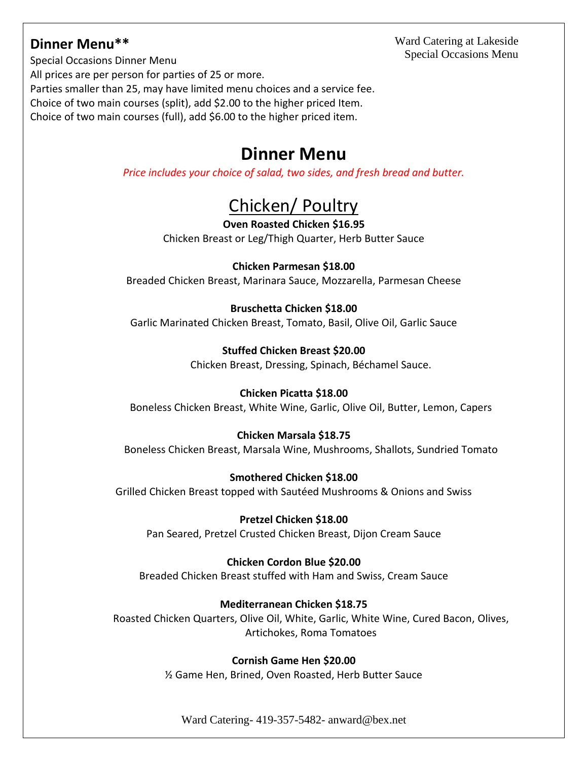## Dinner Menu**

Ward Catering at Lakeside
Special Occasions Menu

Special Occasions Dinner Menu
All prices are per person for parties of 25 or more.
Parties smaller than 25, may have limited menu choices and a service fee.
Choice of two main courses (split), add $2.00 to the higher priced Item.
Choice of two main courses (full), add $6.00 to the higher priced item.

# Dinner Menu

*Price includes your choice of salad, two sides, and fresh bread and butter.*

## Chicken/ Poultry

**Oven Roasted Chicken $16.95**
Chicken Breast or Leg/Thigh Quarter, Herb Butter Sauce

**Chicken Parmesan $18.00**
Breaded Chicken Breast, Marinara Sauce, Mozzarella, Parmesan Cheese

**Bruschetta Chicken $18.00**
Garlic Marinated Chicken Breast, Tomato, Basil, Olive Oil, Garlic Sauce

**Stuffed Chicken Breast $20.00**
Chicken Breast, Dressing, Spinach, Béchamel Sauce.

**Chicken Picatta $18.00**
Boneless Chicken Breast, White Wine, Garlic, Olive Oil, Butter, Lemon, Capers

**Chicken Marsala $18.75**
Boneless Chicken Breast, Marsala Wine, Mushrooms, Shallots, Sundried Tomato

**Smothered Chicken $18.00**
Grilled Chicken Breast topped with Sautéed Mushrooms & Onions and Swiss

**Pretzel Chicken $18.00**
Pan Seared, Pretzel Crusted Chicken Breast, Dijon Cream Sauce

**Chicken Cordon Blue $20.00**
Breaded Chicken Breast stuffed with Ham and Swiss, Cream Sauce

**Mediterranean Chicken $18.75**
Roasted Chicken Quarters, Olive Oil, White, Garlic, White Wine, Cured Bacon, Olives, Artichokes, Roma Tomatoes

**Cornish Game Hen $20.00**
½ Game Hen, Brined, Oven Roasted, Herb Butter Sauce

Ward Catering- 419-357-5482- anward@bex.net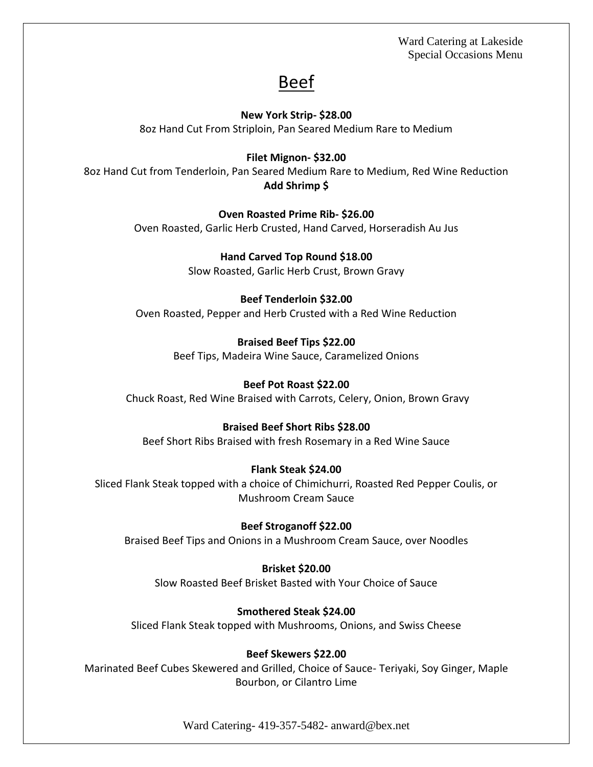Ward Catering at Lakeside
Special Occasions Menu

# Beef

**New York Strip- $28.00**
8oz Hand Cut From Striploin, Pan Seared Medium Rare to Medium

**Filet Mignon- $32.00**
8oz Hand Cut from Tenderloin, Pan Seared Medium Rare to Medium, Red Wine Reduction
**Add Shrimp $**

**Oven Roasted Prime Rib- $26.00**
Oven Roasted, Garlic Herb Crusted, Hand Carved, Horseradish Au Jus

**Hand Carved Top Round $18.00**
Slow Roasted, Garlic Herb Crust, Brown Gravy

**Beef Tenderloin $32.00**
Oven Roasted, Pepper and Herb Crusted with a Red Wine Reduction

**Braised Beef Tips $22.00**
Beef Tips, Madeira Wine Sauce, Caramelized Onions

**Beef Pot Roast $22.00**
Chuck Roast, Red Wine Braised with Carrots, Celery, Onion, Brown Gravy

**Braised Beef Short Ribs $28.00**
Beef Short Ribs Braised with fresh Rosemary in a Red Wine Sauce

**Flank Steak $24.00**
Sliced Flank Steak topped with a choice of Chimichurri, Roasted Red Pepper Coulis, or Mushroom Cream Sauce

**Beef Stroganoff $22.00**
Braised Beef Tips and Onions in a Mushroom Cream Sauce, over Noodles

**Brisket $20.00**
Slow Roasted Beef Brisket Basted with Your Choice of Sauce

**Smothered Steak $24.00**
Sliced Flank Steak topped with Mushrooms, Onions, and Swiss Cheese

**Beef Skewers $22.00**
Marinated Beef Cubes Skewered and Grilled, Choice of Sauce- Teriyaki, Soy Ginger, Maple Bourbon, or Cilantro Lime

Ward Catering- 419-357-5482- anward@bex.net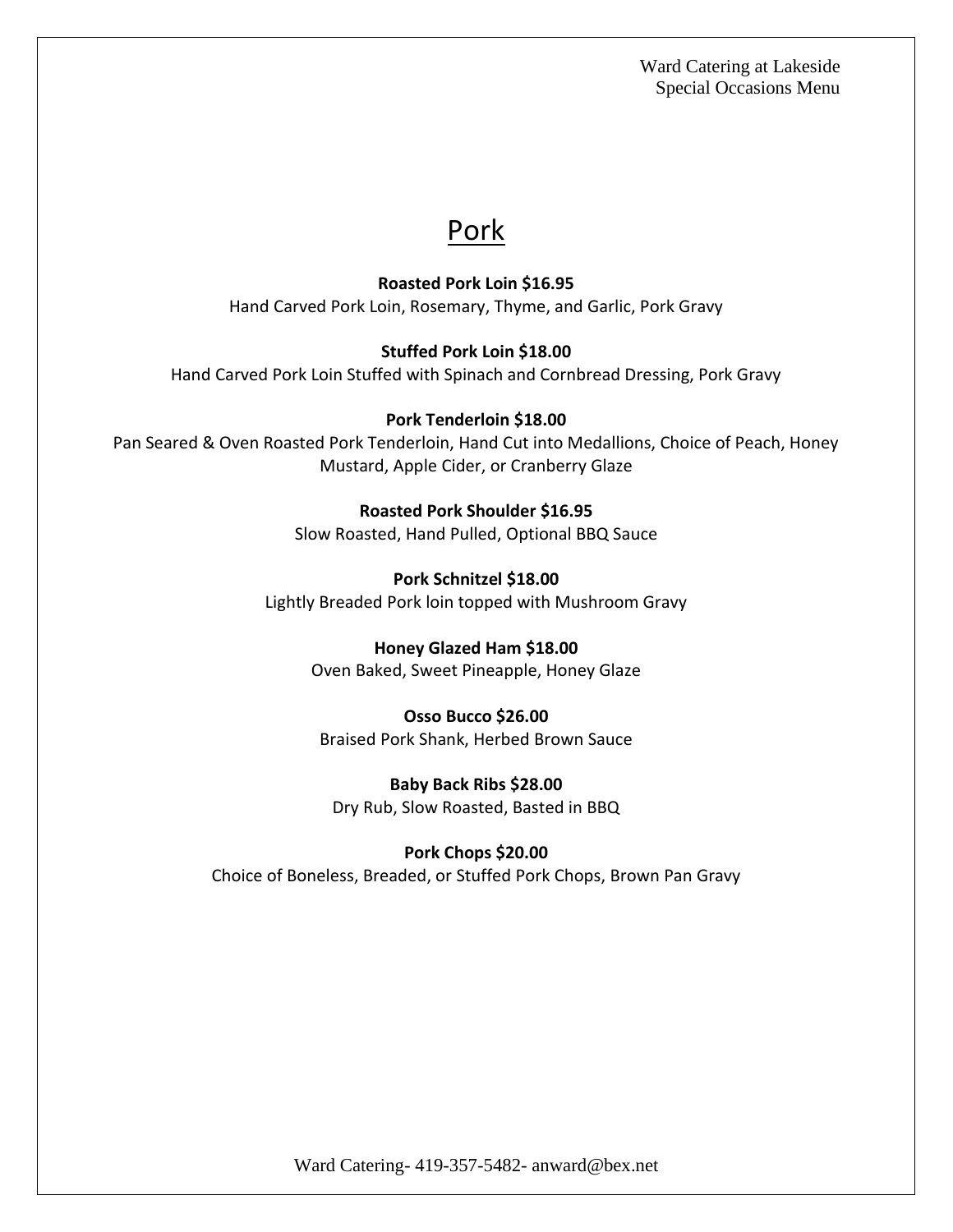# Pork

**Roasted Pork Loin $16.95**
Hand Carved Pork Loin, Rosemary, Thyme, and Garlic, Pork Gravy

**Stuffed Pork Loin $18.00**
Hand Carved Pork Loin Stuffed with Spinach and Cornbread Dressing, Pork Gravy

**Pork Tenderloin $18.00**
Pan Seared & Oven Roasted Pork Tenderloin, Hand Cut into Medallions, Choice of Peach, Honey Mustard, Apple Cider, or Cranberry Glaze

**Roasted Pork Shoulder $16.95**
Slow Roasted, Hand Pulled, Optional BBQ Sauce

**Pork Schnitzel $18.00**
Lightly Breaded Pork loin topped with Mushroom Gravy

**Honey Glazed Ham $18.00**
Oven Baked, Sweet Pineapple, Honey Glaze

**Osso Bucco $26.00**
Braised Pork Shank, Herbed Brown Sauce

**Baby Back Ribs $28.00**
Dry Rub, Slow Roasted, Basted in BBQ

**Pork Chops $20.00**
Choice of Boneless, Breaded, or Stuffed Pork Chops, Brown Pan Gravy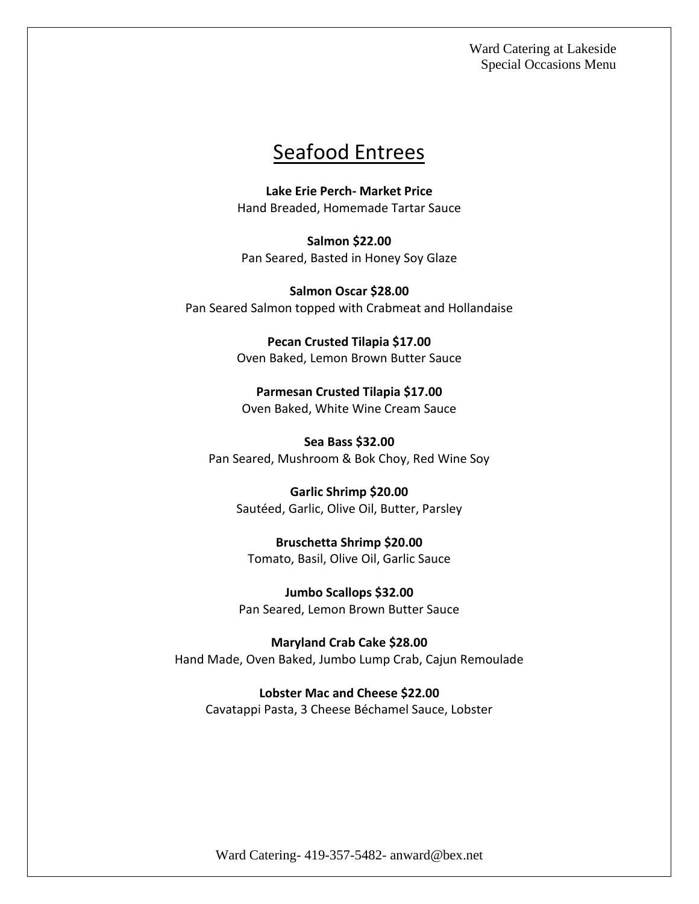# Seafood Entrees

**Lake Erie Perch- Market Price**
Hand Breaded, Homemade Tartar Sauce

**Salmon $22.00**
Pan Seared, Basted in Honey Soy Glaze

**Salmon Oscar $28.00**
Pan Seared Salmon topped with Crabmeat and Hollandaise

**Pecan Crusted Tilapia $17.00**
Oven Baked, Lemon Brown Butter Sauce

**Parmesan Crusted Tilapia $17.00**
Oven Baked, White Wine Cream Sauce

**Sea Bass $32.00**
Pan Seared, Mushroom & Bok Choy, Red Wine Soy

**Garlic Shrimp $20.00**
Sautéed, Garlic, Olive Oil, Butter, Parsley

**Bruschetta Shrimp $20.00**
Tomato, Basil, Olive Oil, Garlic Sauce

**Jumbo Scallops $32.00**
Pan Seared, Lemon Brown Butter Sauce

**Maryland Crab Cake $28.00**
Hand Made, Oven Baked, Jumbo Lump Crab, Cajun Remoulade

**Lobster Mac and Cheese $22.00**
Cavatappi Pasta, 3 Cheese Béchamel Sauce, Lobster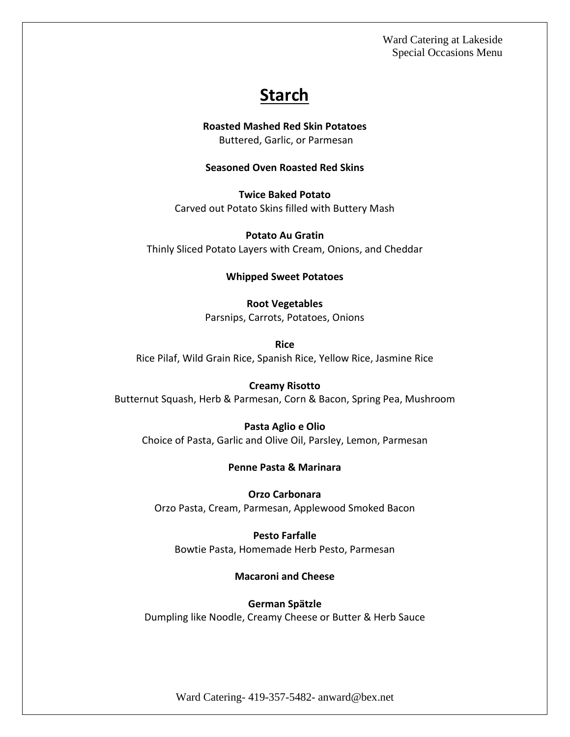# Starch

**Roasted Mashed Red Skin Potatoes**
Buttered, Garlic, or Parmesan

**Seasoned Oven Roasted Red Skins**

**Twice Baked Potato**
Carved out Potato Skins filled with Buttery Mash

**Potato Au Gratin**
Thinly Sliced Potato Layers with Cream, Onions, and Cheddar

**Whipped Sweet Potatoes**

**Root Vegetables**
Parsnips, Carrots, Potatoes, Onions

**Rice**
Rice Pilaf, Wild Grain Rice, Spanish Rice, Yellow Rice, Jasmine Rice

**Creamy Risotto**
Butternut Squash, Herb & Parmesan, Corn & Bacon, Spring Pea, Mushroom

**Pasta Aglio e Olio**
Choice of Pasta, Garlic and Olive Oil, Parsley, Lemon, Parmesan

**Penne Pasta & Marinara**

**Orzo Carbonara**
Orzo Pasta, Cream, Parmesan, Applewood Smoked Bacon

**Pesto Farfalle**
Bowtie Pasta, Homemade Herb Pesto, Parmesan

**Macaroni and Cheese**

**German Spätzle**
Dumpling like Noodle, Creamy Cheese or Butter & Herb Sauce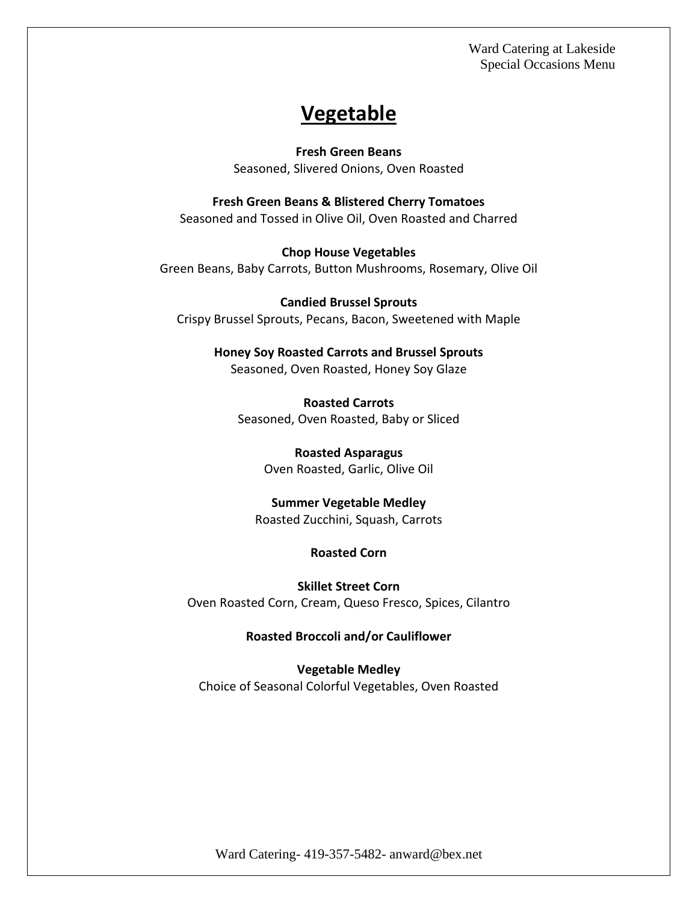# Vegetable

**Fresh Green Beans**
Seasoned, Slivered Onions, Oven Roasted

**Fresh Green Beans & Blistered Cherry Tomatoes**
Seasoned and Tossed in Olive Oil, Oven Roasted and Charred

**Chop House Vegetables**
Green Beans, Baby Carrots, Button Mushrooms, Rosemary, Olive Oil

**Candied Brussel Sprouts**
Crispy Brussel Sprouts, Pecans, Bacon, Sweetened with Maple

**Honey Soy Roasted Carrots and Brussel Sprouts**
Seasoned, Oven Roasted, Honey Soy Glaze

**Roasted Carrots**
Seasoned, Oven Roasted, Baby or Sliced

**Roasted Asparagus**
Oven Roasted, Garlic, Olive Oil

**Summer Vegetable Medley**
Roasted Zucchini, Squash, Carrots

**Roasted Corn**

**Skillet Street Corn**
Oven Roasted Corn, Cream, Queso Fresco, Spices, Cilantro

**Roasted Broccoli and/or Cauliflower**

**Vegetable Medley**
Choice of Seasonal Colorful Vegetables, Oven Roasted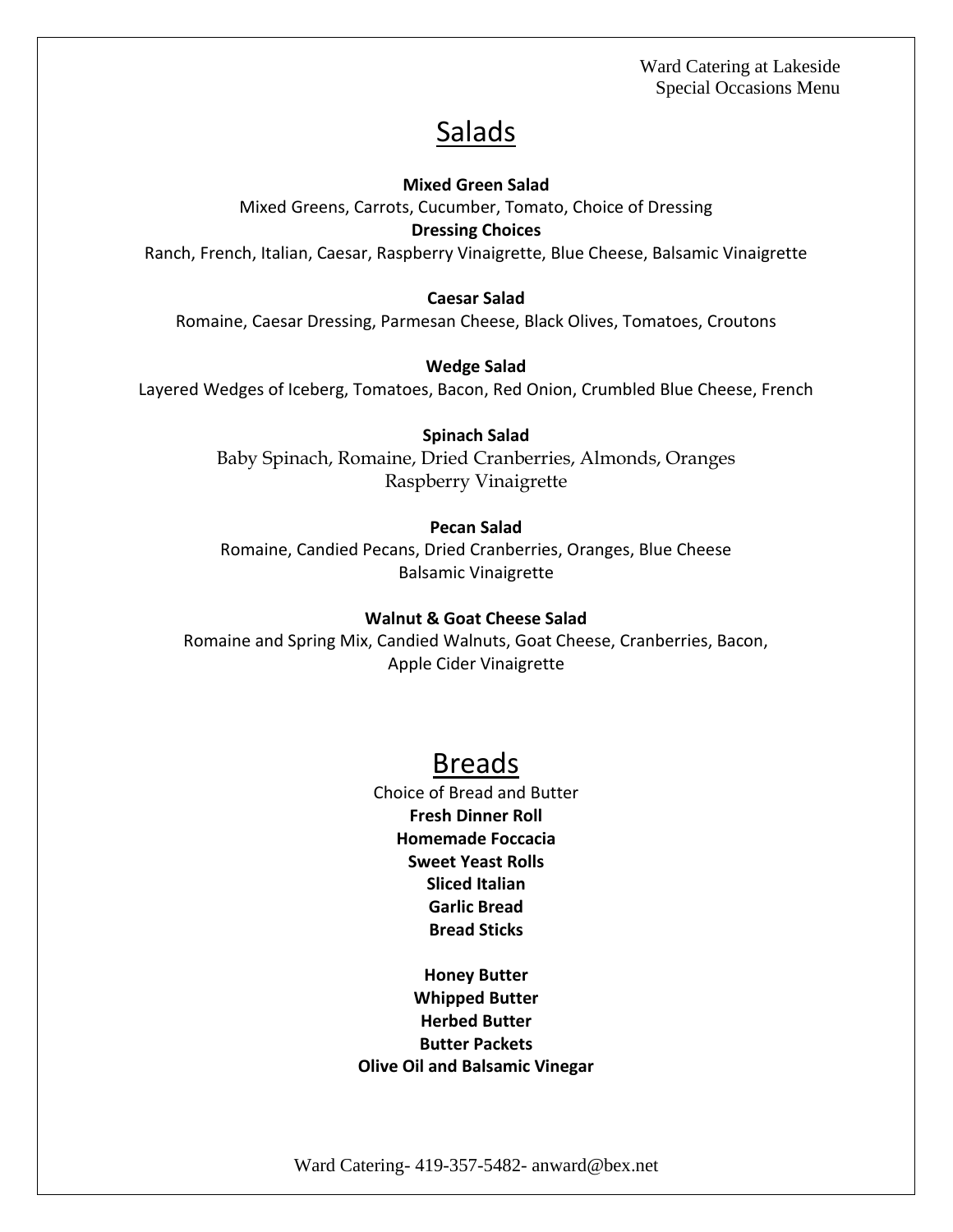## Salads

**Mixed Green Salad**
Mixed Greens, Carrots, Cucumber, Tomato, Choice of Dressing
**Dressing Choices**
Ranch, French, Italian, Caesar, Raspberry Vinaigrette, Blue Cheese, Balsamic Vinaigrette

**Caesar Salad**
Romaine, Caesar Dressing, Parmesan Cheese, Black Olives, Tomatoes, Croutons

**Wedge Salad**
Layered Wedges of Iceberg, Tomatoes, Bacon, Red Onion, Crumbled Blue Cheese, French

**Spinach Salad**
Baby Spinach, Romaine, Dried Cranberries, Almonds, Oranges
Raspberry Vinaigrette

**Pecan Salad**
Romaine, Candied Pecans, Dried Cranberries, Oranges, Blue Cheese
Balsamic Vinaigrette

**Walnut & Goat Cheese Salad**
Romaine and Spring Mix, Candied Walnuts, Goat Cheese, Cranberries, Bacon,
Apple Cider Vinaigrette

## Breads

Choice of Bread and Butter
**Fresh Dinner Roll**
**Homemade Foccacia**
**Sweet Yeast Rolls**
**Sliced Italian**
**Garlic Bread**
**Bread Sticks**

**Honey Butter**
**Whipped Butter**
**Herbed Butter**
**Butter Packets**
**Olive Oil and Balsamic Vinegar**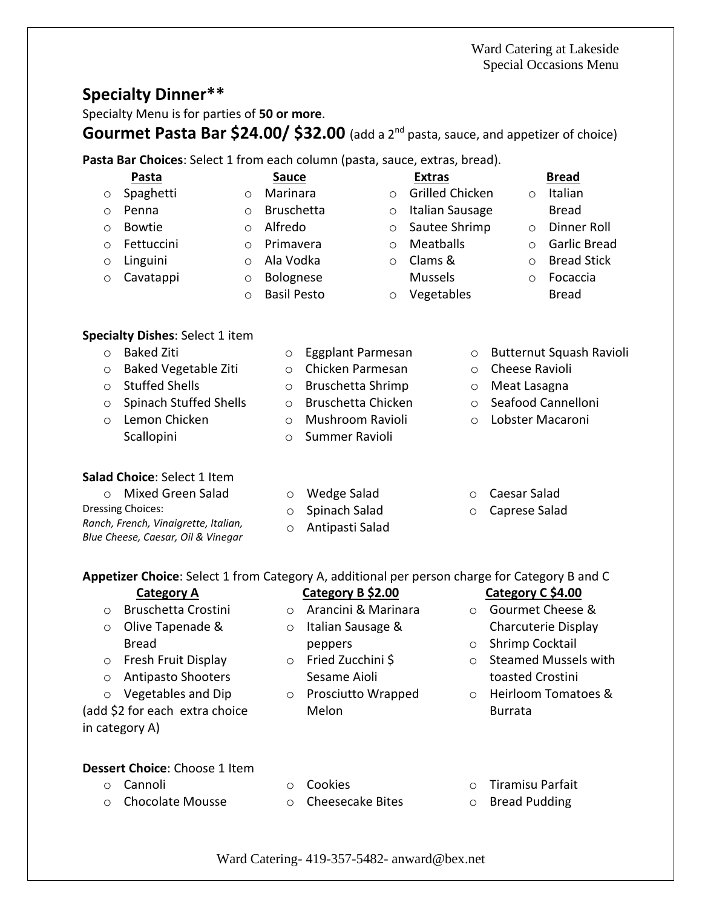Ward Catering at Lakeside
Special Occasions Menu

## Specialty Dinner**

Specialty Menu is for parties of **50 or more**.

### Gourmet Pasta Bar $24.00/ $32.00 (add a 2nd pasta, sauce, and appetizer of choice)

**Pasta Bar Choices**: Select 1 from each column (pasta, sauce, extras, bread).

| Pasta | Sauce | Extras | Bread |
|---|---|---|---|
| Spaghetti | Marinara | Grilled Chicken | Italian Bread |
| Penna | Bruschetta | Italian Sausage | Dinner Roll |
| Bowtie | Alfredo | Sautee Shrimp | Garlic Bread |
| Fettuccini | Primavera | Meatballs | Bread Stick |
| Linguini | Ala Vodka | Clams & Mussels | Focaccia Bread |
| Cavatappi | Bolognese | Vegetables | |
| | Basil Pesto | | |

**Specialty Dishes**: Select 1 item

- Baked Ziti
- Baked Vegetable Ziti
- Stuffed Shells
- Spinach Stuffed Shells
- Lemon Chicken Scallopini
- Eggplant Parmesan
- Chicken Parmesan
- Bruschetta Shrimp
- Bruschetta Chicken
- Mushroom Ravioli
- Summer Ravioli
- Butternut Squash Ravioli
- Cheese Ravioli
- Meat Lasagna
- Seafood Cannelloni
- Lobster Macaroni

**Salad Choice**: Select 1 Item

- Mixed Green Salad
- Wedge Salad
- Spinach Salad
- Antipasti Salad
- Caesar Salad
- Caprese Salad

Dressing Choices:
*Ranch, French, Vinaigrette, Italian, Blue Cheese, Caesar, Oil & Vinegar*

**Appetizer Choice**: Select 1 from Category A, additional per person charge for Category B and C

| Category A | Category B $2.00 | Category C $4.00 |
|---|---|---|
| Bruschetta Crostini | Arancini & Marinara | Gourmet Cheese & Charcuterie Display |
| Olive Tapenade & Bread | Italian Sausage & peppers | Shrimp Cocktail |
| Fresh Fruit Display | Fried Zucchini $ Sesame Aioli | Steamed Mussels with toasted Crostini |
| Antipasto Shooters | Prosciutto Wrapped Melon | Heirloom Tomatoes & Burrata |
| Vegetables and Dip | | |

(add $2 for each extra choice in category A)

**Dessert Choice**: Choose 1 Item

- Cannoli
- Chocolate Mousse
- Cookies
- Cheesecake Bites
- Tiramisu Parfait
- Bread Pudding

Ward Catering- 419-357-5482- anward@bex.net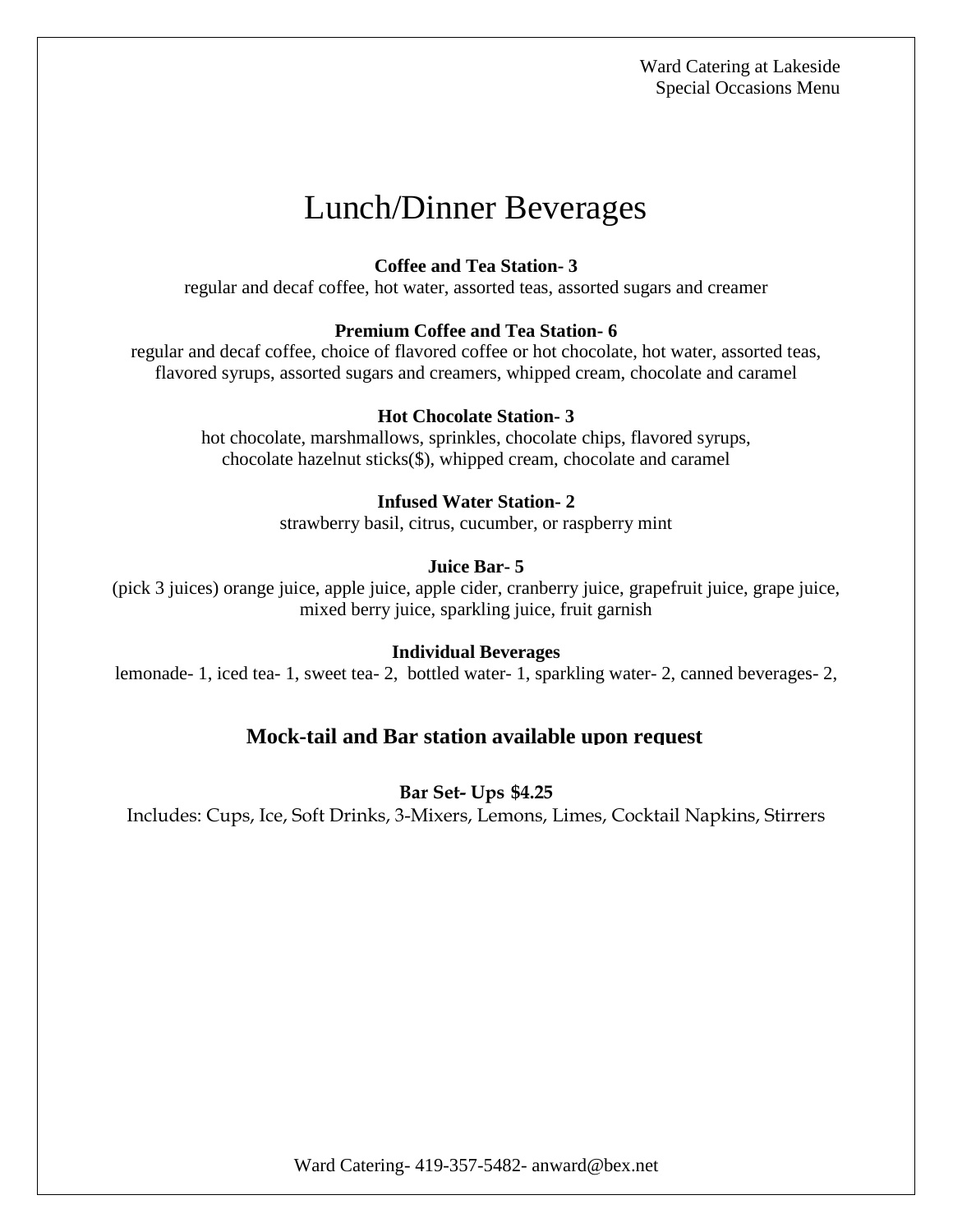# Lunch/Dinner Beverages

**Coffee and Tea Station- 3**
regular and decaf coffee, hot water, assorted teas, assorted sugars and creamer

**Premium Coffee and Tea Station- 6**
regular and decaf coffee, choice of flavored coffee or hot chocolate, hot water, assorted teas, flavored syrups, assorted sugars and creamers, whipped cream, chocolate and caramel

**Hot Chocolate Station- 3**
hot chocolate, marshmallows, sprinkles, chocolate chips, flavored syrups, chocolate hazelnut sticks($), whipped cream, chocolate and caramel

**Infused Water Station- 2**
strawberry basil, citrus, cucumber, or raspberry mint

**Juice Bar- 5**
(pick 3 juices) orange juice, apple juice, apple cider, cranberry juice, grapefruit juice, grape juice, mixed berry juice, sparkling juice, fruit garnish

**Individual Beverages**
lemonade- 1, iced tea- 1, sweet tea- 2, bottled water- 1, sparkling water- 2, canned beverages- 2,

## Mock-tail and Bar station available upon request

**Bar Set- Ups $4.25**
Includes: Cups, Ice, Soft Drinks, 3-Mixers, Lemons, Limes, Cocktail Napkins, Stirrers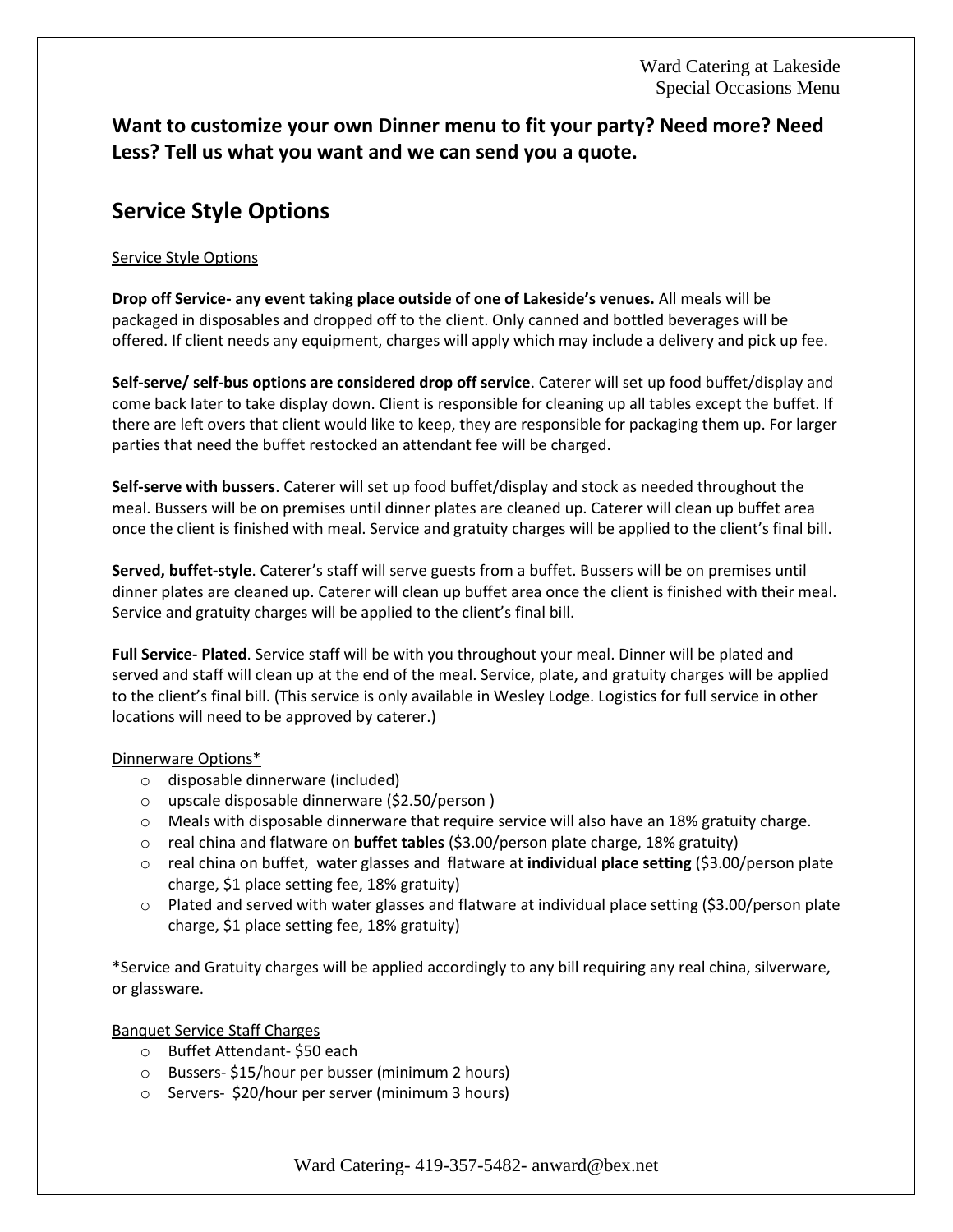**Want to customize your own Dinner menu to fit your party? Need more? Need Less? Tell us what you want and we can send you a quote.**

## Service Style Options

Service Style Options

**Drop off Service- any event taking place outside of one of Lakeside's venues.** All meals will be packaged in disposables and dropped off to the client. Only canned and bottled beverages will be offered. If client needs any equipment, charges will apply which may include a delivery and pick up fee.

**Self-serve/ self-bus options are considered drop off service**. Caterer will set up food buffet/display and come back later to take display down. Client is responsible for cleaning up all tables except the buffet. If there are left overs that client would like to keep, they are responsible for packaging them up. For larger parties that need the buffet restocked an attendant fee will be charged.

**Self-serve with bussers**. Caterer will set up food buffet/display and stock as needed throughout the meal. Bussers will be on premises until dinner plates are cleaned up. Caterer will clean up buffet area once the client is finished with meal. Service and gratuity charges will be applied to the client's final bill.

**Served, buffet-style**. Caterer's staff will serve guests from a buffet. Bussers will be on premises until dinner plates are cleaned up. Caterer will clean up buffet area once the client is finished with their meal. Service and gratuity charges will be applied to the client's final bill.

**Full Service- Plated**. Service staff will be with you throughout your meal. Dinner will be plated and served and staff will clean up at the end of the meal. Service, plate, and gratuity charges will be applied to the client's final bill. (This service is only available in Wesley Lodge. Logistics for full service in other locations will need to be approved by caterer.)

Dinnerware Options*

- disposable dinnerware (included)
- upscale disposable dinnerware ($2.50/person )
- Meals with disposable dinnerware that require service will also have an 18% gratuity charge.
- real china and flatware on **buffet tables** ($3.00/person plate charge, 18% gratuity)
- real china on buffet, water glasses and flatware at **individual place setting** ($3.00/person plate charge, $1 place setting fee, 18% gratuity)
- Plated and served with water glasses and flatware at individual place setting ($3.00/person plate charge, $1 place setting fee, 18% gratuity)

*Service and Gratuity charges will be applied accordingly to any bill requiring any real china, silverware, or glassware.

Banquet Service Staff Charges

- Buffet Attendant- $50 each
- Bussers- $15/hour per busser (minimum 2 hours)
- Servers- $20/hour per server (minimum 3 hours)

Ward Catering- 419-357-5482- anward@bex.net